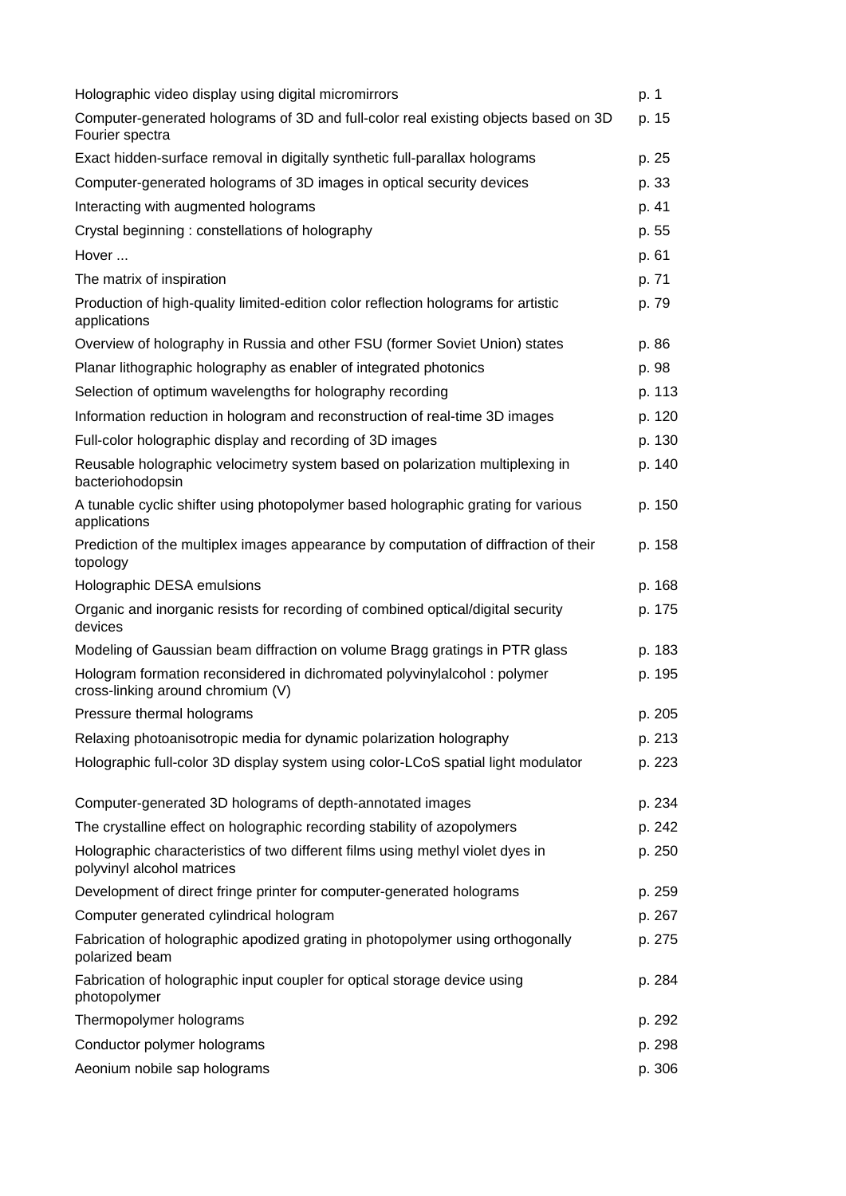| | |
|---|---|
| Holographic video display using digital micromirrors | p. 1 |
| Computer-generated holograms of 3D and full-color real existing objects based on 3D Fourier spectra | p. 15 |
| Exact hidden-surface removal in digitally synthetic full-parallax holograms | p. 25 |
| Computer-generated holograms of 3D images in optical security devices | p. 33 |
| Interacting with augmented holograms | p. 41 |
| Crystal beginning : constellations of holography | p. 55 |
| Hover ... | p. 61 |
| The matrix of inspiration | p. 71 |
| Production of high-quality limited-edition color reflection holograms for artistic applications | p. 79 |
| Overview of holography in Russia and other FSU (former Soviet Union) states | p. 86 |
| Planar lithographic holography as enabler of integrated photonics | p. 98 |
| Selection of optimum wavelengths for holography recording | p. 113 |
| Information reduction in hologram and reconstruction of real-time 3D images | p. 120 |
| Full-color holographic display and recording of 3D images | p. 130 |
| Reusable holographic velocimetry system based on polarization multiplexing in bacteriohodopsin | p. 140 |
| A tunable cyclic shifter using photopolymer based holographic grating for various applications | p. 150 |
| Prediction of the multiplex images appearance by computation of diffraction of their topology | p. 158 |
| Holographic DESA emulsions | p. 168 |
| Organic and inorganic resists for recording of combined optical/digital security devices | p. 175 |
| Modeling of Gaussian beam diffraction on volume Bragg gratings in PTR glass | p. 183 |
| Hologram formation reconsidered in dichromated polyvinylalcohol : polymer cross-linking around chromium (V) | p. 195 |
| Pressure thermal holograms | p. 205 |
| Relaxing photoanisotropic media for dynamic polarization holography | p. 213 |
| Holographic full-color 3D display system using color-LCoS spatial light modulator | p. 223 |
| Computer-generated 3D holograms of depth-annotated images | p. 234 |
| The crystalline effect on holographic recording stability of azopolymers | p. 242 |
| Holographic characteristics of two different films using methyl violet dyes in polyvinyl alcohol matrices | p. 250 |
| Development of direct fringe printer for computer-generated holograms | p. 259 |
| Computer generated cylindrical hologram | p. 267 |
| Fabrication of holographic apodized grating in photopolymer using orthogonally polarized beam | p. 275 |
| Fabrication of holographic input coupler for optical storage device using photopolymer | p. 284 |
| Thermopolymer holograms | p. 292 |
| Conductor polymer holograms | p. 298 |
| Aeonium nobile sap holograms | p. 306 |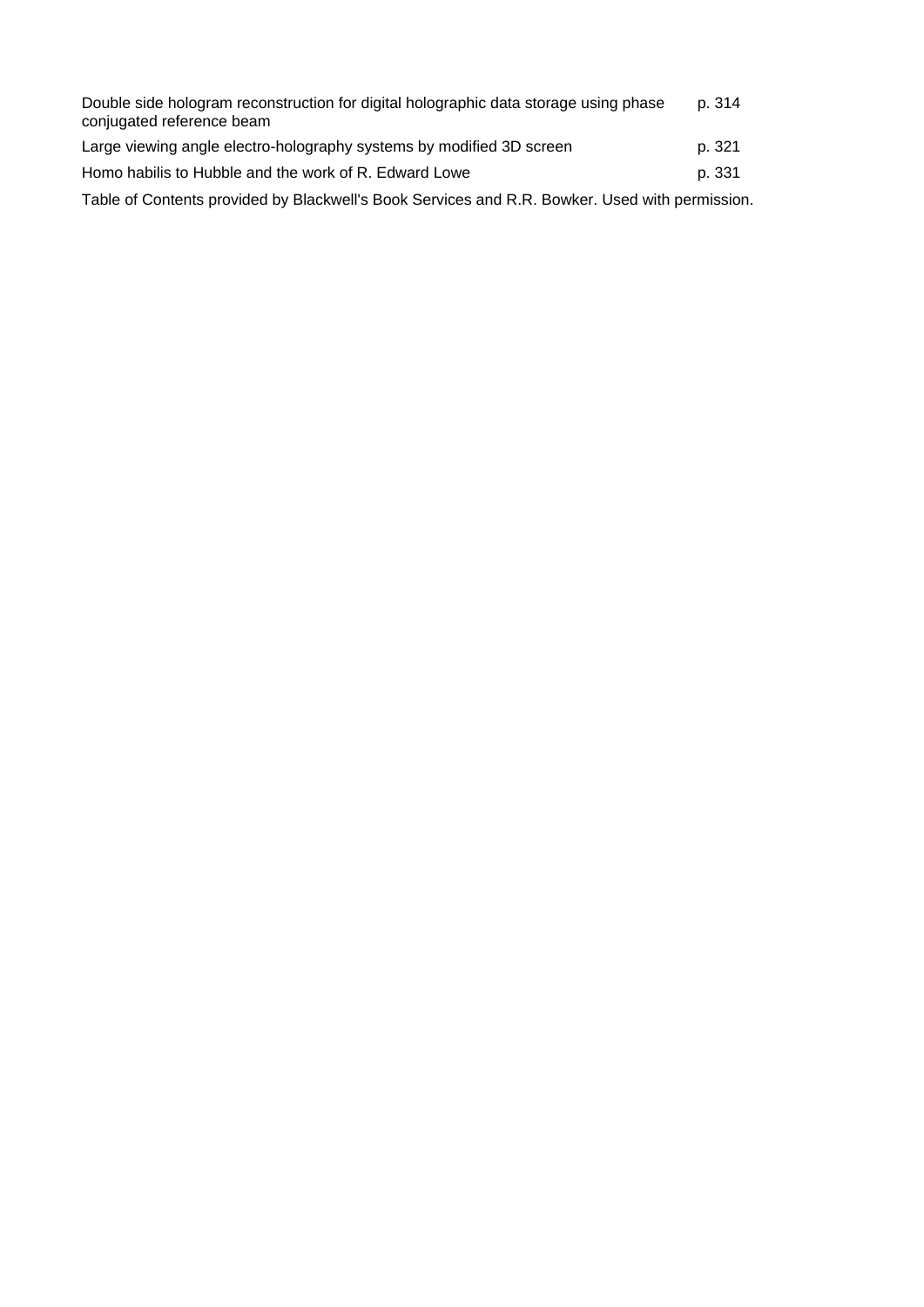| | |
|---|---|
| Double side hologram reconstruction for digital holographic data storage using phase conjugated reference beam | p. 314 |
| Large viewing angle electro-holography systems by modified 3D screen | p. 321 |
| Homo habilis to Hubble and the work of R. Edward Lowe | p. 331 |

Table of Contents provided by Blackwell's Book Services and R.R. Bowker. Used with permission.